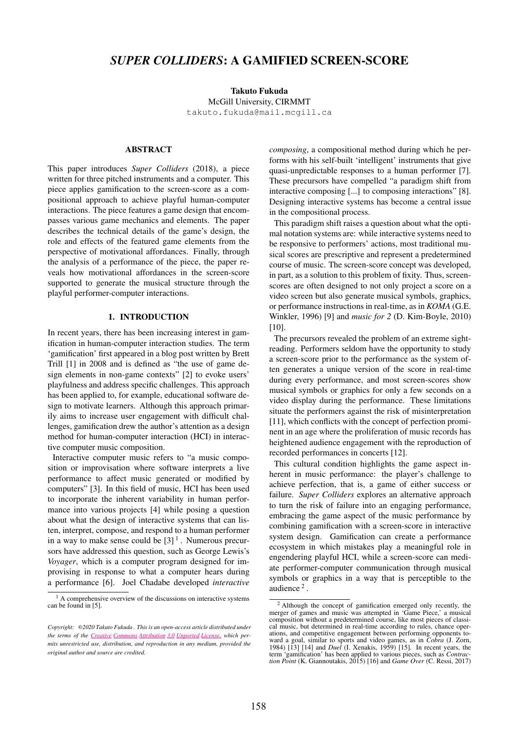# *SUPER COLLIDERS*: A GAMIFIED SCREEN-SCORE

**Takuto Fukuda**
McGill University, CIRMMT
takuto.fukuda@mail.mcgill.ca

## ABSTRACT

This paper introduces *Super Colliders* (2018), a piece written for three pitched instruments and a computer. This piece applies gamification to the screen-score as a compositional approach to achieve playful human-computer interactions. The piece features a game design that encompasses various game mechanics and elements. The paper describes the technical details of the game's design, the role and effects of the featured game elements from the perspective of motivational affordances. Finally, through the analysis of a performance of the piece, the paper reveals how motivational affordances in the screen-score supported to generate the musical structure through the playful performer-computer interactions.

## 1. INTRODUCTION

In recent years, there has been increasing interest in gamification in human-computer interaction studies. The term 'gamification' first appeared in a blog post written by Brett Trill [1] in 2008 and is defined as "the use of game design elements in non-game contexts" [2] to evoke users' playfulness and address specific challenges. This approach has been applied to, for example, educational software design to motivate learners. Although this approach primarily aims to increase user engagement with difficult challenges, gamification drew the author's attention as a design method for human-computer interaction (HCI) in interactive computer music composition.

Interactive computer music refers to "a music composition or improvisation where software interprets a live performance to affect music generated or modified by computers" [3]. In this field of music, HCI has been used to incorporate the inherent variability in human performance into various projects [4] while posing a question about what the design of interactive systems that can listen, interpret, compose, and respond to a human performer in a way to make sense could be [3] [1]. Numerous precursors have addressed this question, such as George Lewis's *Voyager*, which is a computer program designed for improvising in response to what a computer hears during a performance [6]. Joel Chadabe developed *interactive composing*, a compositional method during which he performs with his self-built 'intelligent' instruments that give quasi-unpredictable responses to a human performer [7]. These precursors have compelled "a paradigm shift from interactive composing [...] to composing interactions" [8]. Designing interactive systems has become a central issue in the compositional process.

This paradigm shift raises a question about what the optimal notation systems are: while interactive systems need to be responsive to performers' actions, most traditional musical scores are prescriptive and represent a predetermined course of music. The screen-score concept was developed, in part, as a solution to this problem of fixity. Thus, screen-scores are often designed to not only project a score on a video screen but also generate musical symbols, graphics, or performance instructions in real-time, as in *KOMA* (G.E. Winkler, 1996) [9] and *music for 2* (D. Kim-Boyle, 2010) [10].

The precursors revealed the problem of an extreme sight-reading. Performers seldom have the opportunity to study a screen-score prior to the performance as the system often generates a unique version of the score in real-time during every performance, and most screen-scores show musical symbols or graphics for only a few seconds on a video display during the performance. These limitations situate the performers against the risk of misinterpretation [11], which conflicts with the concept of perfection prominent in an age where the proliferation of music records has heightened audience engagement with the reproduction of recorded performances in concerts [12].

This cultural condition highlights the game aspect inherent in music performance: the player's challenge to achieve perfection, that is, a game of either success or failure. *Super Colliders* explores an alternative approach to turn the risk of failure into an engaging performance, embracing the game aspect of the music performance by combining gamification with a screen-score in interactive system design. Gamification can create a performance ecosystem in which mistakes play a meaningful role in engendering playful HCI, while a screen-score can mediate performer-computer communication through musical symbols or graphics in a way that is perceptible to the audience [2].

[1] A comprehensive overview of the discussions on interactive systems can be found in [5].

[2] Although the concept of gamification emerged only recently, the merger of games and music was attempted in 'Game Piece,' a musical composition without a predetermined course, like most pieces of classical music, but determined in real-time according to rules, chance operations, and competitive engagement between performing opponents toward a goal, similar to sports and video games, as in *Cobra* (J. Zorn, 1984) [13] [14] and *Duel* (I. Xenakis, 1959) [15]. In recent years, the term 'gamification' has been applied to various pieces, such as *Contraction Point* (K. Giannoutakis, 2015) [16] and *Game Over* (C. Ressi, 2017)

*Copyright: ©2020 Takuto Fukuda . This is an open-access article distributed under the terms of the Creative Commons Attribution 3.0 Unported License, which permits unrestricted use, distribution, and reproduction in any medium, provided the original author and source are credited.*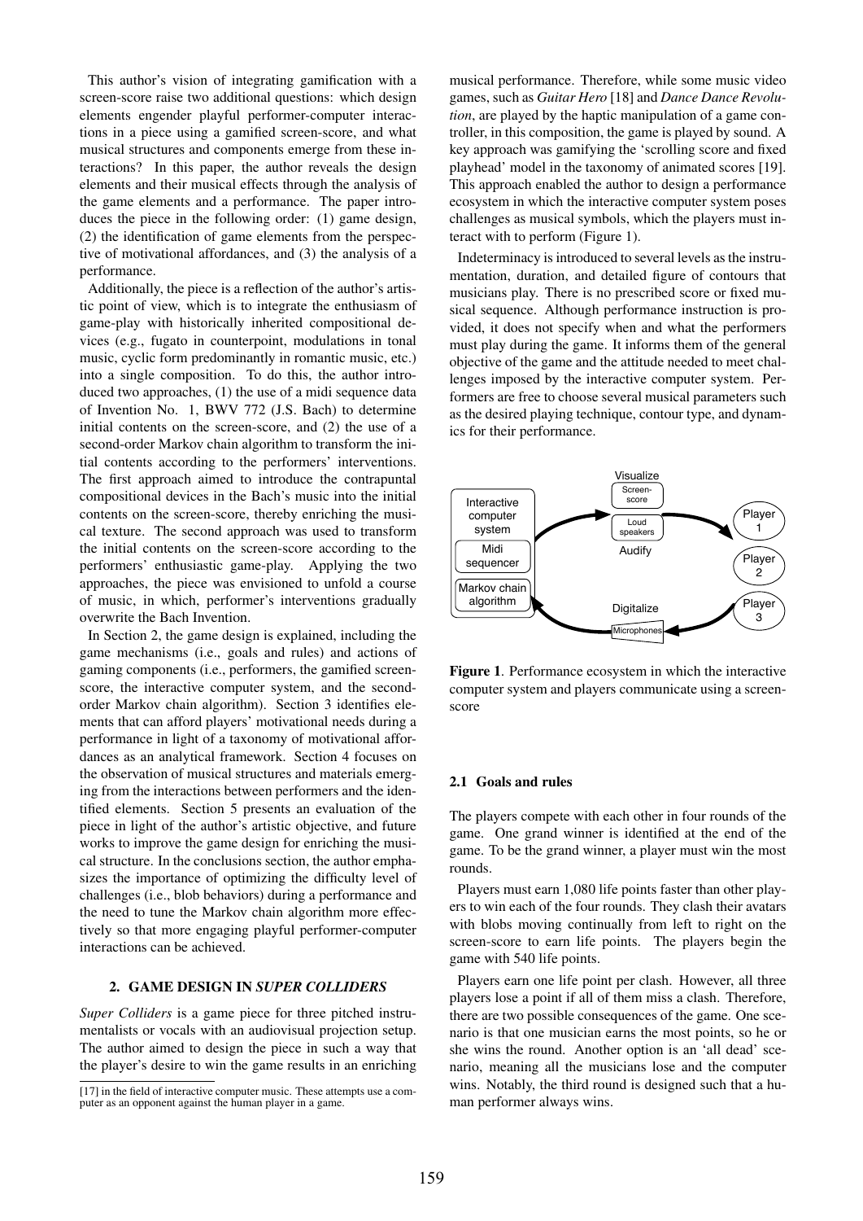This author's vision of integrating gamification with a screen-score raise two additional questions: which design elements engender playful performer-computer interactions in a piece using a gamified screen-score, and what musical structures and components emerge from these interactions? In this paper, the author reveals the design elements and their musical effects through the analysis of the game elements and a performance. The paper introduces the piece in the following order: (1) game design, (2) the identification of game elements from the perspective of motivational affordances, and (3) the analysis of a performance.

Additionally, the piece is a reflection of the author's artistic point of view, which is to integrate the enthusiasm of game-play with historically inherited compositional devices (e.g., fugato in counterpoint, modulations in tonal music, cyclic form predominantly in romantic music, etc.) into a single composition. To do this, the author introduced two approaches, (1) the use of a midi sequence data of Invention No. 1, BWV 772 (J.S. Bach) to determine initial contents on the screen-score, and (2) the use of a second-order Markov chain algorithm to transform the initial contents according to the performers' interventions. The first approach aimed to introduce the contrapuntal compositional devices in the Bach's music into the initial contents on the screen-score, thereby enriching the musical texture. The second approach was used to transform the initial contents on the screen-score according to the performers' enthusiastic game-play. Applying the two approaches, the piece was envisioned to unfold a course of music, in which, performer's interventions gradually overwrite the Bach Invention.

In Section 2, the game design is explained, including the game mechanisms (i.e., goals and rules) and actions of gaming components (i.e., performers, the gamified screen-score, the interactive computer system, and the second-order Markov chain algorithm). Section 3 identifies elements that can afford players' motivational needs during a performance in light of a taxonomy of motivational affordances as an analytical framework. Section 4 focuses on the observation of musical structures and materials emerging from the interactions between performers and the identified elements. Section 5 presents an evaluation of the piece in light of the author's artistic objective, and future works to improve the game design for enriching the musical structure. In the conclusions section, the author emphasizes the importance of optimizing the difficulty level of challenges (i.e., blob behaviors) during a performance and the need to tune the Markov chain algorithm more effectively so that more engaging playful performer-computer interactions can be achieved.

## 2. GAME DESIGN IN *SUPER COLLIDERS*

*Super Colliders* is a game piece for three pitched instrumentalists or vocals with an audiovisual projection setup. The author aimed to design the piece in such a way that the player's desire to win the game results in an enriching musical performance. Therefore, while some music video games, such as *Guitar Hero* [18] and *Dance Dance Revolution*, are played by the haptic manipulation of a game controller, in this composition, the game is played by sound. A key approach was gamifying the 'scrolling score and fixed playhead' model in the taxonomy of animated scores [19]. This approach enabled the author to design a performance ecosystem in which the interactive computer system poses challenges as musical symbols, which the players must interact with to perform (Figure 1).

Indeterminacy is introduced to several levels as the instrumentation, duration, and detailed figure of contours that musicians play. There is no prescribed score or fixed musical sequence. Although performance instruction is provided, it does not specify when and what the performers must play during the game. It informs them of the general objective of the game and the attitude needed to meet challenges imposed by the interactive computer system. Performers are free to choose several musical parameters such as the desired playing technique, contour type, and dynamics for their performance.

**Figure 1**. Performance ecosystem in which the interactive computer system and players communicate using a screen-score

### 2.1 Goals and rules

The players compete with each other in four rounds of the game. One grand winner is identified at the end of the game. To be the grand winner, a player must win the most rounds.

Players must earn 1,080 life points faster than other players to win each of the four rounds. They clash their avatars with blobs moving continually from left to right on the screen-score to earn life points. The players begin the game with 540 life points.

Players earn one life point per clash. However, all three players lose a point if all of them miss a clash. Therefore, there are two possible consequences of the game. One scenario is that one musician earns the most points, so he or she wins the round. Another option is an 'all dead' scenario, meaning all the musicians lose and the computer wins. Notably, the third round is designed such that a human performer always wins.

[17] in the field of interactive computer music. These attempts use a computer as an opponent against the human player in a game.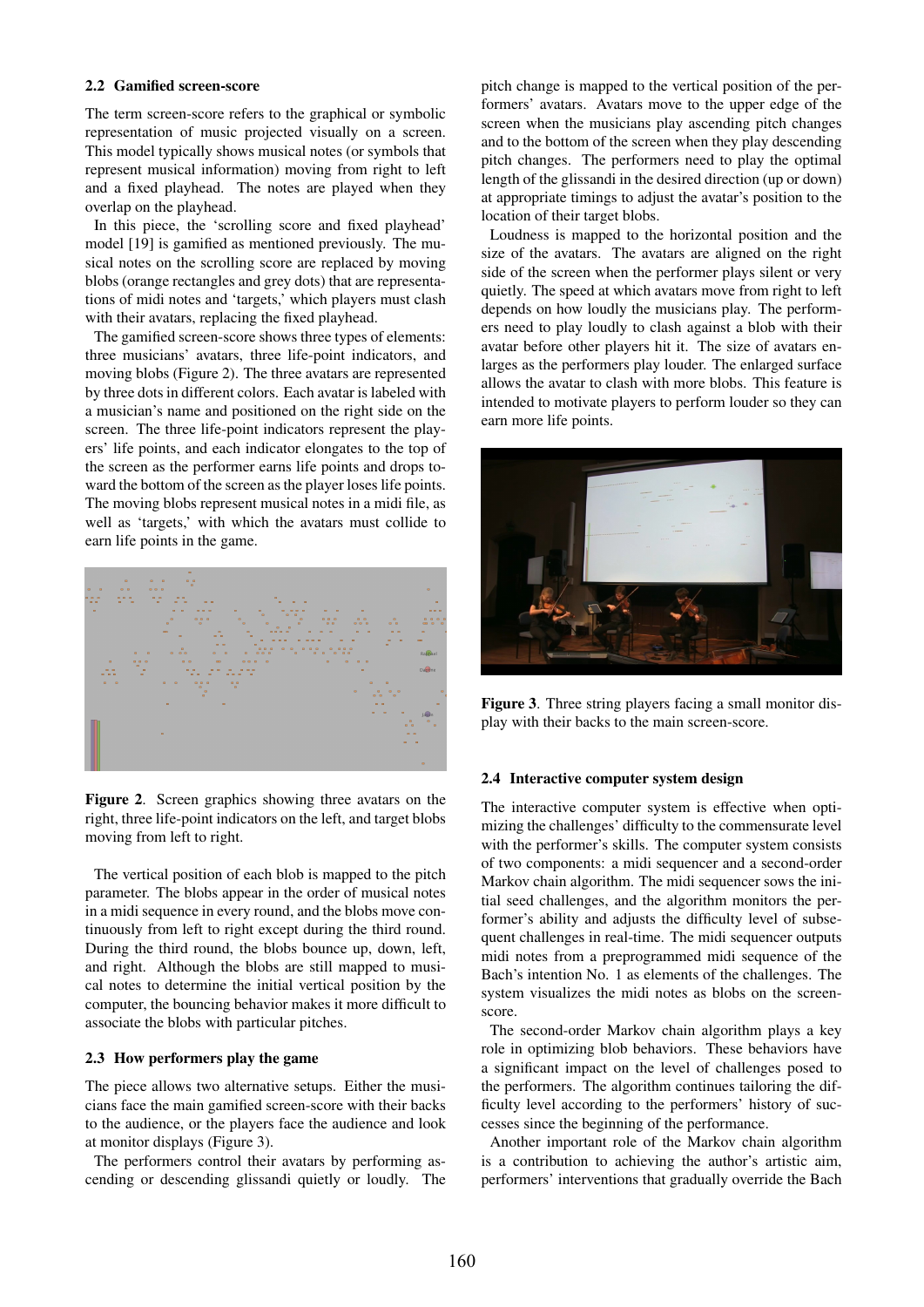### 2.2 Gamified screen-score

The term screen-score refers to the graphical or symbolic representation of music projected visually on a screen. This model typically shows musical notes (or symbols that represent musical information) moving from right to left and a fixed playhead. The notes are played when they overlap on the playhead.

In this piece, the 'scrolling score and fixed playhead' model [19] is gamified as mentioned previously. The musical notes on the scrolling score are replaced by moving blobs (orange rectangles and grey dots) that are representations of midi notes and 'targets,' which players must clash with their avatars, replacing the fixed playhead.

The gamified screen-score shows three types of elements: three musicians' avatars, three life-point indicators, and moving blobs (Figure 2). The three avatars are represented by three dots in different colors. Each avatar is labeled with a musician's name and positioned on the right side on the screen. The three life-point indicators represent the players' life points, and each indicator elongates to the top of the screen as the performer earns life points and drops toward the bottom of the screen as the player loses life points. The moving blobs represent musical notes in a midi file, as well as 'targets,' with which the avatars must collide to earn life points in the game.

**Figure 2**. Screen graphics showing three avatars on the right, three life-point indicators on the left, and target blobs moving from left to right.

The vertical position of each blob is mapped to the pitch parameter. The blobs appear in the order of musical notes in a midi sequence in every round, and the blobs move continuously from left to right except during the third round. During the third round, the blobs bounce up, down, left, and right. Although the blobs are still mapped to musical notes to determine the initial vertical position by the computer, the bouncing behavior makes it more difficult to associate the blobs with particular pitches.

### 2.3 How performers play the game

The piece allows two alternative setups. Either the musicians face the main gamified screen-score with their backs to the audience, or the players face the audience and look at monitor displays (Figure 3).

The performers control their avatars by performing ascending or descending glissandi quietly or loudly. The pitch change is mapped to the vertical position of the performers' avatars. Avatars move to the upper edge of the screen when the musicians play ascending pitch changes and to the bottom of the screen when they play descending pitch changes. The performers need to play the optimal length of the glissandi in the desired direction (up or down) at appropriate timings to adjust the avatar's position to the location of their target blobs.

Loudness is mapped to the horizontal position and the size of the avatars. The avatars are aligned on the right side of the screen when the performer plays silent or very quietly. The speed at which avatars move from right to left depends on how loudly the musicians play. The performers need to play loudly to clash against a blob with their avatar before other players hit it. The size of avatars enlarges as the performers play louder. The enlarged surface allows the avatar to clash with more blobs. This feature is intended to motivate players to perform louder so they can earn more life points.

**Figure 3**. Three string players facing a small monitor display with their backs to the main screen-score.

### 2.4 Interactive computer system design

The interactive computer system is effective when optimizing the challenges' difficulty to the commensurate level with the performer's skills. The computer system consists of two components: a midi sequencer and a second-order Markov chain algorithm. The midi sequencer sows the initial seed challenges, and the algorithm monitors the performer's ability and adjusts the difficulty level of subsequent challenges in real-time. The midi sequencer outputs midi notes from a preprogrammed midi sequence of the Bach's intention No. 1 as elements of the challenges. The system visualizes the midi notes as blobs on the screen-score.

The second-order Markov chain algorithm plays a key role in optimizing blob behaviors. These behaviors have a significant impact on the level of challenges posed to the performers. The algorithm continues tailoring the difficulty level according to the performers' history of successes since the beginning of the performance.

Another important role of the Markov chain algorithm is a contribution to achieving the author's artistic aim, performers' interventions that gradually override the Bach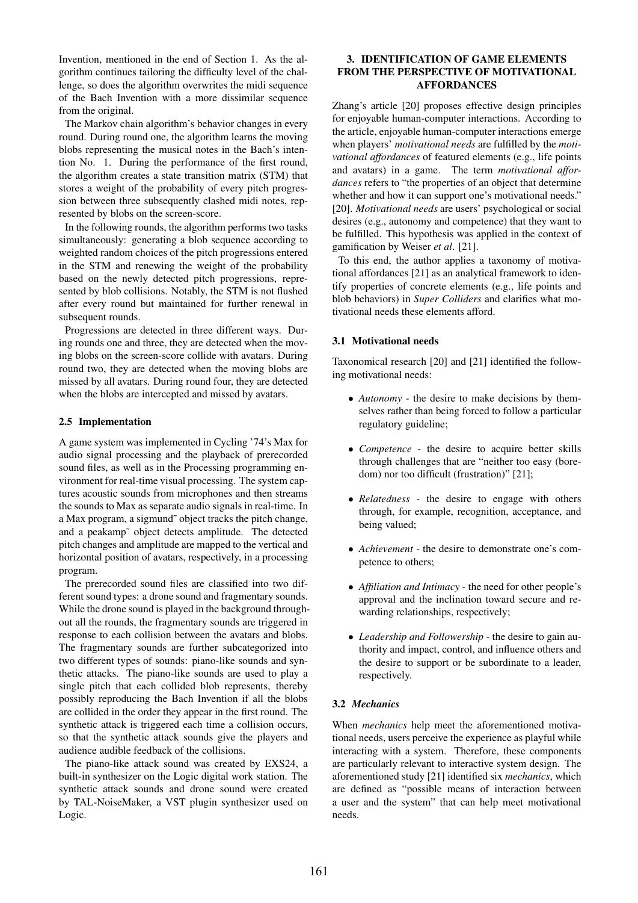Invention, mentioned in the end of Section 1. As the algorithm continues tailoring the difficulty level of the challenge, so does the algorithm overwrites the midi sequence of the Bach Invention with a more dissimilar sequence from the original.

The Markov chain algorithm's behavior changes in every round. During round one, the algorithm learns the moving blobs representing the musical notes in the Bach's intention No. 1. During the performance of the first round, the algorithm creates a state transition matrix (STM) that stores a weight of the probability of every pitch progression between three subsequently clashed midi notes, represented by blobs on the screen-score.

In the following rounds, the algorithm performs two tasks simultaneously: generating a blob sequence according to weighted random choices of the pitch progressions entered in the STM and renewing the weight of the probability based on the newly detected pitch progressions, represented by blob collisions. Notably, the STM is not flushed after every round but maintained for further renewal in subsequent rounds.

Progressions are detected in three different ways. During rounds one and three, they are detected when the moving blobs on the screen-score collide with avatars. During round two, they are detected when the moving blobs are missed by all avatars. During round four, they are detected when the blobs are intercepted and missed by avatars.

### 2.5 Implementation

A game system was implemented in Cycling '74's Max for audio signal processing and the playback of prerecorded sound files, as well as in the Processing programming environment for real-time visual processing. The system captures acoustic sounds from microphones and then streams the sounds to Max as separate audio signals in real-time. In a Max program, a sigmund~ object tracks the pitch change, and a peakamp~ object detects amplitude. The detected pitch changes and amplitude are mapped to the vertical and horizontal position of avatars, respectively, in a processing program.

The prerecorded sound files are classified into two different sound types: a drone sound and fragmentary sounds. While the drone sound is played in the background throughout all the rounds, the fragmentary sounds are triggered in response to each collision between the avatars and blobs. The fragmentary sounds are further subcategorized into two different types of sounds: piano-like sounds and synthetic attacks. The piano-like sounds are used to play a single pitch that each collided blob represents, thereby possibly reproducing the Bach Invention if all the blobs are collided in the order they appear in the first round. The synthetic attack is triggered each time a collision occurs, so that the synthetic attack sounds give the players and audience audible feedback of the collisions.

The piano-like attack sound was created by EXS24, a built-in synthesizer on the Logic digital work station. The synthetic attack sounds and drone sound were created by TAL-NoiseMaker, a VST plugin synthesizer used on Logic.

## 3. IDENTIFICATION OF GAME ELEMENTS FROM THE PERSPECTIVE OF MOTIVATIONAL AFFORDANCES

Zhang's article [20] proposes effective design principles for enjoyable human-computer interactions. According to the article, enjoyable human-computer interactions emerge when players' *motivational needs* are fulfilled by the *motivational affordances* of featured elements (e.g., life points and avatars) in a game. The term *motivational affordances* refers to "the properties of an object that determine whether and how it can support one's motivational needs." [20]. *Motivational needs* are users' psychological or social desires (e.g., autonomy and competence) that they want to be fulfilled. This hypothesis was applied in the context of gamification by Weiser *et al*. [21].

To this end, the author applies a taxonomy of motivational affordances [21] as an analytical framework to identify properties of concrete elements (e.g., life points and blob behaviors) in *Super Colliders* and clarifies what motivational needs these elements afford.

### 3.1 Motivational needs

Taxonomical research [20] and [21] identified the following motivational needs:

- *Autonomy* - the desire to make decisions by themselves rather than being forced to follow a particular regulatory guideline;
- *Competence* - the desire to acquire better skills through challenges that are "neither too easy (boredom) nor too difficult (frustration)" [21];
- *Relatedness* - the desire to engage with others through, for example, recognition, acceptance, and being valued;
- *Achievement* - the desire to demonstrate one's competence to others;
- *Affiliation and Intimacy* - the need for other people's approval and the inclination toward secure and rewarding relationships, respectively;
- *Leadership and Followership* - the desire to gain authority and impact, control, and influence others and the desire to support or be subordinate to a leader, respectively.

### 3.2 *Mechanics*

When *mechanics* help meet the aforementioned motivational needs, users perceive the experience as playful while interacting with a system. Therefore, these components are particularly relevant to interactive system design. The aforementioned study [21] identified six *mechanics*, which are defined as "possible means of interaction between a user and the system" that can help meet motivational needs.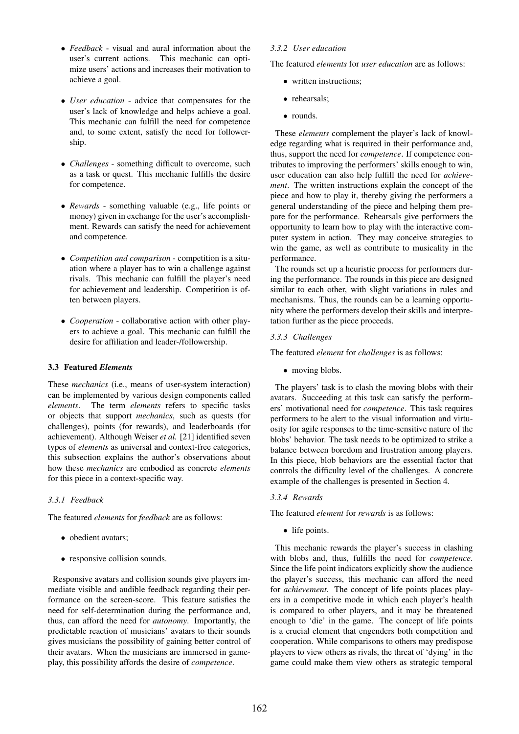- *Feedback* - visual and aural information about the user's current actions. This mechanic can optimize users' actions and increases their motivation to achieve a goal.

- *User education* - advice that compensates for the user's lack of knowledge and helps achieve a goal. This mechanic can fulfill the need for competence and, to some extent, satisfy the need for followership.

- *Challenges* - something difficult to overcome, such as a task or quest. This mechanic fulfills the desire for competence.

- *Rewards* - something valuable (e.g., life points or money) given in exchange for the user's accomplishment. Rewards can satisfy the need for achievement and competence.

- *Competition and comparison* - competition is a situation where a player has to win a challenge against rivals. This mechanic can fulfill the player's need for achievement and leadership. Competition is often between players.

- *Cooperation* - collaborative action with other players to achieve a goal. This mechanic can fulfill the desire for affiliation and leader-/followership.

### 3.3 Featured *Elements*

These *mechanics* (i.e., means of user-system interaction) can be implemented by various design components called *elements*. The term *elements* refers to specific tasks or objects that support *mechanics*, such as quests (for challenges), points (for rewards), and leaderboards (for achievement). Although Weiser *et al.* [21] identified seven types of *elements* as universal and context-free categories, this subsection explains the author's observations about how these *mechanics* are embodied as concrete *elements* for this piece in a context-specific way.

#### 3.3.1 Feedback

The featured *elements* for *feedback* are as follows:

- obedient avatars;
- responsive collision sounds.

Responsive avatars and collision sounds give players immediate visible and audible feedback regarding their performance on the screen-score. This feature satisfies the need for self-determination during the performance and, thus, can afford the need for *autonomy*. Importantly, the predictable reaction of musicians' avatars to their sounds gives musicians the possibility of gaining better control of their avatars. When the musicians are immersed in gameplay, this possibility affords the desire of *competence*.

#### 3.3.2 User education

The featured *elements* for *user education* are as follows:

- written instructions;
- rehearsals;
- rounds.

These *elements* complement the player's lack of knowledge regarding what is required in their performance and, thus, support the need for *competence*. If competence contributes to improving the performers' skills enough to win, user education can also help fulfill the need for *achievement*. The written instructions explain the concept of the piece and how to play it, thereby giving the performers a general understanding of the piece and helping them prepare for the performance. Rehearsals give performers the opportunity to learn how to play with the interactive computer system in action. They may conceive strategies to win the game, as well as contribute to musicality in the performance.

The rounds set up a heuristic process for performers during the performance. The rounds in this piece are designed similar to each other, with slight variations in rules and mechanisms. Thus, the rounds can be a learning opportunity where the performers develop their skills and interpretation further as the piece proceeds.

#### 3.3.3 Challenges

The featured *element* for *challenges* is as follows:

- moving blobs.

The players' task is to clash the moving blobs with their avatars. Succeeding at this task can satisfy the performers' motivational need for *competence*. This task requires performers to be alert to the visual information and virtuosity for agile responses to the time-sensitive nature of the blobs' behavior. The task needs to be optimized to strike a balance between boredom and frustration among players. In this piece, blob behaviors are the essential factor that controls the difficulty level of the challenges. A concrete example of the challenges is presented in Section 4.

#### 3.3.4 Rewards

The featured *element* for *rewards* is as follows:

- life points.

This mechanic rewards the player's success in clashing with blobs and, thus, fulfills the need for *competence*. Since the life point indicators explicitly show the audience the player's success, this mechanic can afford the need for *achievement*. The concept of life points places players in a competitive mode in which each player's health is compared to other players, and it may be threatened enough to 'die' in the game. The concept of life points is a crucial element that engenders both competition and cooperation. While comparisons to others may predispose players to view others as rivals, the threat of 'dying' in the game could make them view others as strategic temporal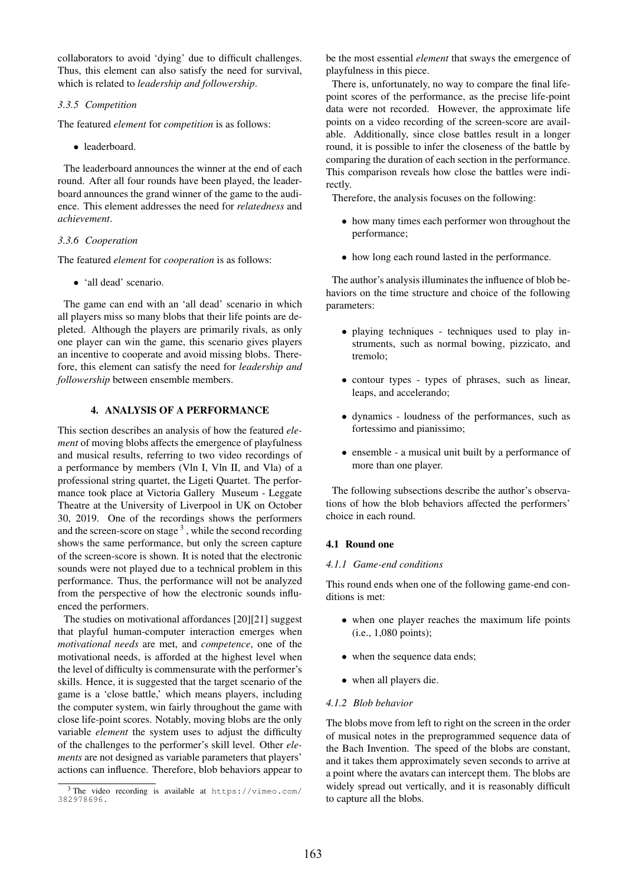collaborators to avoid 'dying' due to difficult challenges. Thus, this element can also satisfy the need for survival, which is related to *leadership and followership*.

#### 3.3.5 Competition

The featured *element* for *competition* is as follows:

- leaderboard.

The leaderboard announces the winner at the end of each round. After all four rounds have been played, the leaderboard announces the grand winner of the game to the audience. This element addresses the need for *relatedness* and *achievement*.

#### 3.3.6 Cooperation

The featured *element* for *cooperation* is as follows:

- 'all dead' scenario.

The game can end with an 'all dead' scenario in which all players miss so many blobs that their life points are depleted. Although the players are primarily rivals, as only one player can win the game, this scenario gives players an incentive to cooperate and avoid missing blobs. Therefore, this element can satisfy the need for *leadership and followership* between ensemble members.

## 4. ANALYSIS OF A PERFORMANCE

This section describes an analysis of how the featured *element* of moving blobs affects the emergence of playfulness and musical results, referring to two video recordings of a performance by members (Vln I, Vln II, and Vla) of a professional string quartet, the Ligeti Quartet. The performance took place at Victoria Gallery Museum - Leggate Theatre at the University of Liverpool in UK on October 30, 2019. One of the recordings shows the performers and the screen-score on stage [3], while the second recording shows the same performance, but only the screen capture of the screen-score is shown. It is noted that the electronic sounds were not played due to a technical problem in this performance. Thus, the performance will not be analyzed from the perspective of how the electronic sounds influenced the performers.

The studies on motivational affordances [20][21] suggest that playful human-computer interaction emerges when *motivational needs* are met, and *competence*, one of the motivational needs, is afforded at the highest level when the level of difficulty is commensurate with the performer's skills. Hence, it is suggested that the target scenario of the game is a 'close battle,' which means players, including the computer system, win fairly throughout the game with close life-point scores. Notably, moving blobs are the only variable *element* the system uses to adjust the difficulty of the challenges to the performer's skill level. Other *elements* are not designed as variable parameters that players' actions can influence. Therefore, blob behaviors appear to be the most essential *element* that sways the emergence of playfulness in this piece.

There is, unfortunately, no way to compare the final life-point scores of the performance, as the precise life-point data were not recorded. However, the approximate life points on a video recording of the screen-score are available. Additionally, since close battles result in a longer round, it is possible to infer the closeness of the battle by comparing the duration of each section in the performance. This comparison reveals how close the battles were indirectly.

Therefore, the analysis focuses on the following:

- how many times each performer won throughout the performance;
- how long each round lasted in the performance.

The author's analysis illuminates the influence of blob behaviors on the time structure and choice of the following parameters:

- playing techniques - techniques used to play instruments, such as normal bowing, pizzicato, and tremolo;
- contour types - types of phrases, such as linear, leaps, and accelerando;
- dynamics - loudness of the performances, such as fortessimo and pianissimo;
- ensemble - a musical unit built by a performance of more than one player.

The following subsections describe the author's observations of how the blob behaviors affected the performers' choice in each round.

### 4.1 Round one

#### 4.1.1 Game-end conditions

This round ends when one of the following game-end conditions is met:

- when one player reaches the maximum life points (i.e., 1,080 points);
- when the sequence data ends;
- when all players die.

#### 4.1.2 Blob behavior

The blobs move from left to right on the screen in the order of musical notes in the preprogrammed sequence data of the Bach Invention. The speed of the blobs are constant, and it takes them approximately seven seconds to arrive at a point where the avatars can intercept them. The blobs are widely spread out vertically, and it is reasonably difficult to capture all the blobs.

[3] The video recording is available at https://vimeo.com/382978696.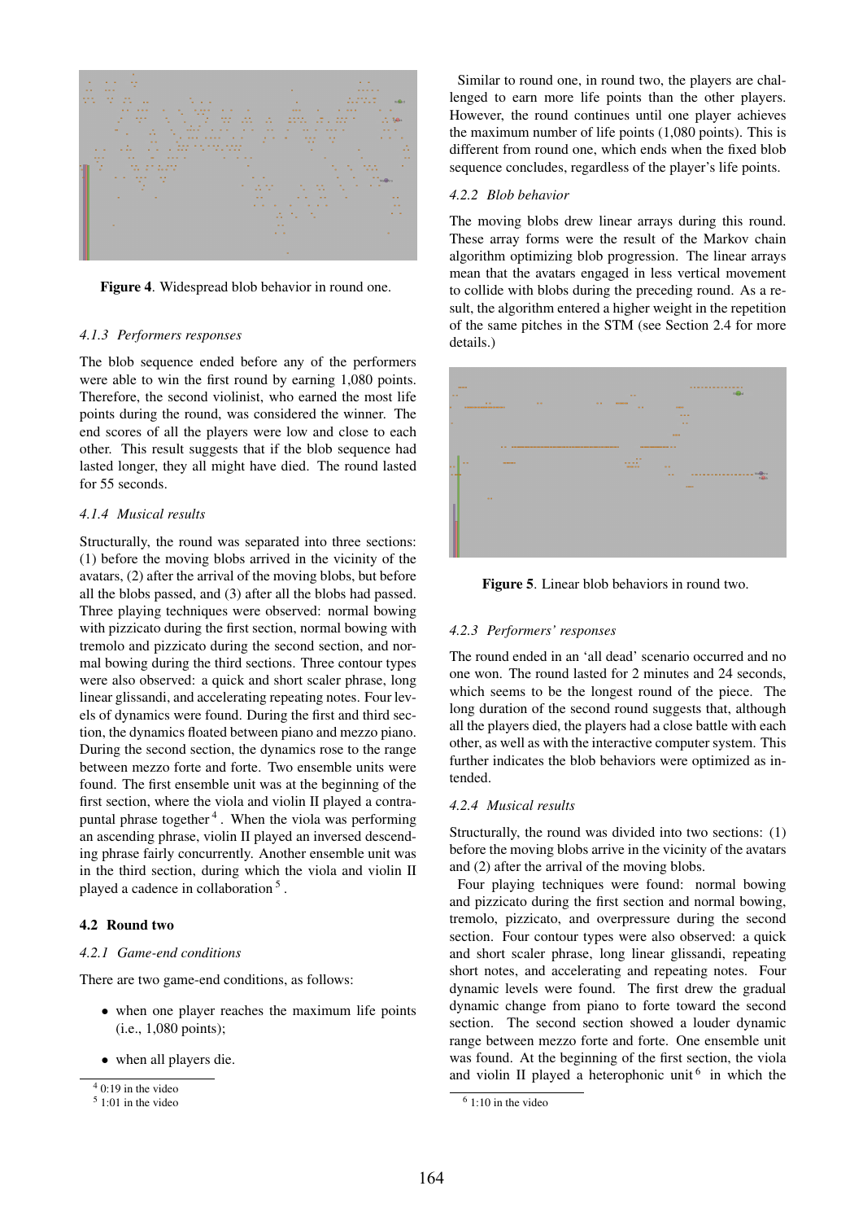Figure 4. Widespread blob behavior in round one.

#### 4.1.3 Performers responses

The blob sequence ended before any of the performers were able to win the first round by earning 1,080 points. Therefore, the second violinist, who earned the most life points during the round, was considered the winner. The end scores of all the players were low and close to each other. This result suggests that if the blob sequence had lasted longer, they all might have died. The round lasted for 55 seconds.

#### 4.1.4 Musical results

Structurally, the round was separated into three sections: (1) before the moving blobs arrived in the vicinity of the avatars, (2) after the arrival of the moving blobs, but before all the blobs passed, and (3) after all the blobs had passed. Three playing techniques were observed: normal bowing with pizzicato during the first section, normal bowing with tremolo and pizzicato during the second section, and normal bowing during the third sections. Three contour types were also observed: a quick and short scaler phrase, long linear glissandi, and accelerating repeating notes. Four levels of dynamics were found. During the first and third section, the dynamics floated between piano and mezzo piano. During the second section, the dynamics rose to the range between mezzo forte and forte. Two ensemble units were found. The first ensemble unit was at the beginning of the first section, where the viola and violin II played a contrapuntal phrase together [4]. When the viola was performing an ascending phrase, violin II played an inversed descending phrase fairly concurrently. Another ensemble unit was in the third section, during which the viola and violin II played a cadence in collaboration [5].

### 4.2 Round two

#### 4.2.1 Game-end conditions

There are two game-end conditions, as follows:

- when one player reaches the maximum life points (i.e., 1,080 points);
- when all players die.

[4] 0:19 in the video
[5] 1:01 in the video

Similar to round one, in round two, the players are challenged to earn more life points than the other players. However, the round continues until one player achieves the maximum number of life points (1,080 points). This is different from round one, which ends when the fixed blob sequence concludes, regardless of the player's life points.

#### 4.2.2 Blob behavior

The moving blobs drew linear arrays during this round. These array forms were the result of the Markov chain algorithm optimizing blob progression. The linear arrays mean that the avatars engaged in less vertical movement to collide with blobs during the preceding round. As a result, the algorithm entered a higher weight in the repetition of the same pitches in the STM (see Section 2.4 for more details.)

Figure 5. Linear blob behaviors in round two.

#### 4.2.3 Performers' responses

The round ended in an 'all dead' scenario occurred and no one won. The round lasted for 2 minutes and 24 seconds, which seems to be the longest round of the piece. The long duration of the second round suggests that, although all the players died, the players had a close battle with each other, as well as with the interactive computer system. This further indicates the blob behaviors were optimized as intended.

#### 4.2.4 Musical results

Structurally, the round was divided into two sections: (1) before the moving blobs arrive in the vicinity of the avatars and (2) after the arrival of the moving blobs.

Four playing techniques were found: normal bowing and pizzicato during the first section and normal bowing, tremolo, pizzicato, and overpressure during the second section. Four contour types were also observed: a quick and short scaler phrase, long linear glissandi, repeating short notes, and accelerating and repeating notes. Four dynamic levels were found. The first drew the gradual dynamic change from piano to forte toward the second section. The second section showed a louder dynamic range between mezzo forte and forte. One ensemble unit was found. At the beginning of the first section, the viola and violin II played a heterophonic unit [6] in which the

[6] 1:10 in the video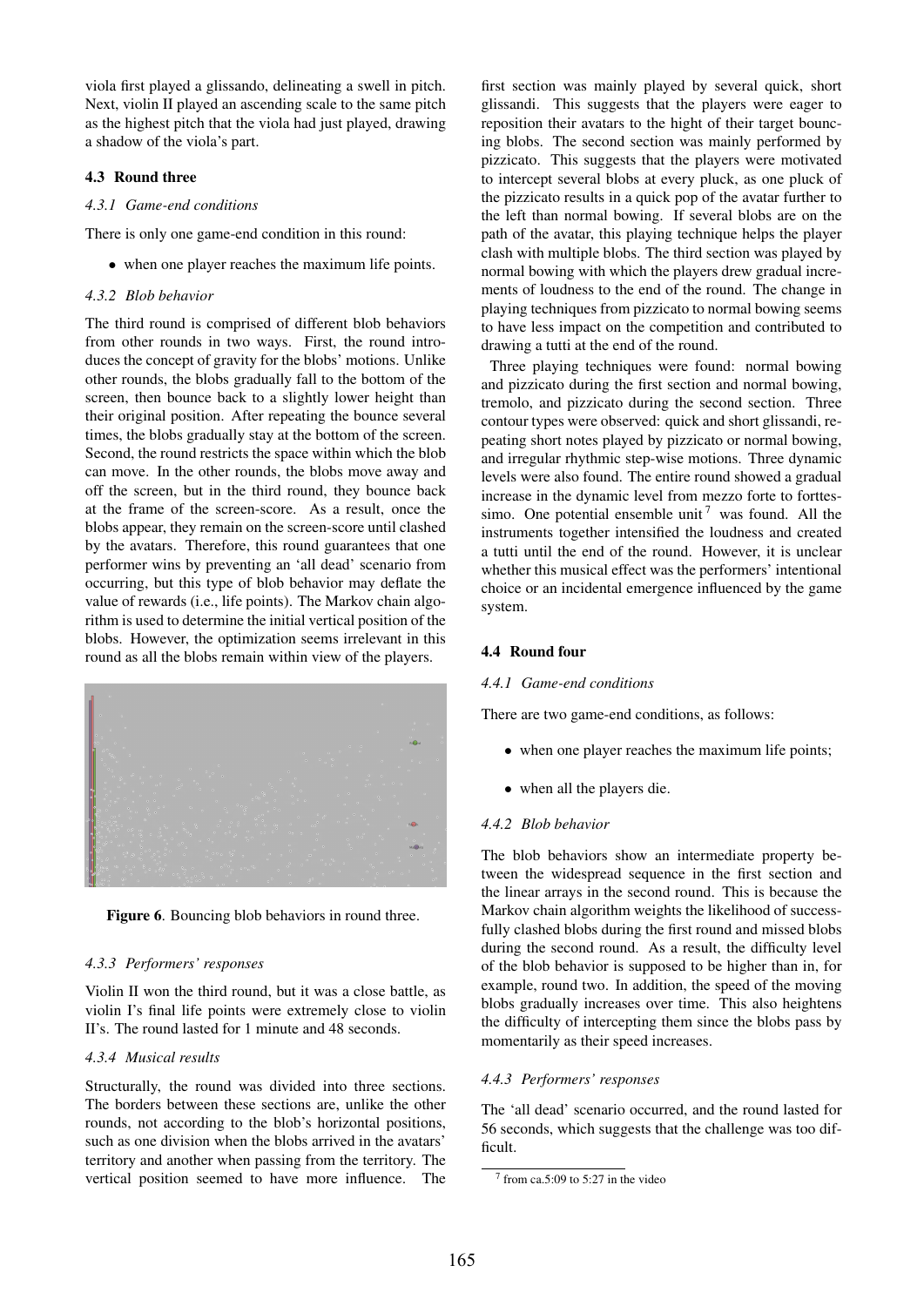viola first played a glissando, delineating a swell in pitch. Next, violin II played an ascending scale to the same pitch as the highest pitch that the viola had just played, drawing a shadow of the viola's part.

### 4.3 Round three

#### *4.3.1 Game-end conditions*

There is only one game-end condition in this round:

- when one player reaches the maximum life points.

#### *4.3.2 Blob behavior*

The third round is comprised of different blob behaviors from other rounds in two ways. First, the round introduces the concept of gravity for the blobs' motions. Unlike other rounds, the blobs gradually fall to the bottom of the screen, then bounce back to a slightly lower height than their original position. After repeating the bounce several times, the blobs gradually stay at the bottom of the screen. Second, the round restricts the space within which the blob can move. In the other rounds, the blobs move away and off the screen, but in the third round, they bounce back at the frame of the screen-score. As a result, once the blobs appear, they remain on the screen-score until clashed by the avatars. Therefore, this round guarantees that one performer wins by preventing an 'all dead' scenario from occurring, but this type of blob behavior may deflate the value of rewards (i.e., life points). The Markov chain algorithm is used to determine the initial vertical position of the blobs. However, the optimization seems irrelevant in this round as all the blobs remain within view of the players.

**Figure 6**. Bouncing blob behaviors in round three.

#### *4.3.3 Performers' responses*

Violin II won the third round, but it was a close battle, as violin I's final life points were extremely close to violin II's. The round lasted for 1 minute and 48 seconds.

#### *4.3.4 Musical results*

Structurally, the round was divided into three sections. The borders between these sections are, unlike the other rounds, not according to the blob's horizontal positions, such as one division when the blobs arrived in the avatars' territory and another when passing from the territory. The vertical position seemed to have more influence. The first section was mainly played by several quick, short glissandi. This suggests that the players were eager to reposition their avatars to the hight of their target bouncing blobs. The second section was mainly performed by pizzicato. This suggests that the players were motivated to intercept several blobs at every pluck, as one pluck of the pizzicato results in a quick pop of the avatar further to the left than normal bowing. If several blobs are on the path of the avatar, this playing technique helps the player clash with multiple blobs. The third section was played by normal bowing with which the players drew gradual increments of loudness to the end of the round. The change in playing techniques from pizzicato to normal bowing seems to have less impact on the competition and contributed to drawing a tutti at the end of the round.

Three playing techniques were found: normal bowing and pizzicato during the first section and normal bowing, tremolo, and pizzicato during the second section. Three contour types were observed: quick and short glissandi, repeating short notes played by pizzicato or normal bowing, and irregular rhythmic step-wise motions. Three dynamic levels were also found. The entire round showed a gradual increase in the dynamic level from mezzo forte to forttessimo. One potential ensemble unit [7] was found. All the instruments together intensified the loudness and created a tutti until the end of the round. However, it is unclear whether this musical effect was the performers' intentional choice or an incidental emergence influenced by the game system.

### 4.4 Round four

#### *4.4.1 Game-end conditions*

There are two game-end conditions, as follows:

- when one player reaches the maximum life points;
- when all the players die.

#### *4.4.2 Blob behavior*

The blob behaviors show an intermediate property between the widespread sequence in the first section and the linear arrays in the second round. This is because the Markov chain algorithm weights the likelihood of successfully clashed blobs during the first round and missed blobs during the second round. As a result, the difficulty level of the blob behavior is supposed to be higher than in, for example, round two. In addition, the speed of the moving blobs gradually increases over time. This also heightens the difficulty of intercepting them since the blobs pass by momentarily as their speed increases.

#### *4.4.3 Performers' responses*

The 'all dead' scenario occurred, and the round lasted for 56 seconds, which suggests that the challenge was too difficult.

[7] from ca.5:09 to 5:27 in the video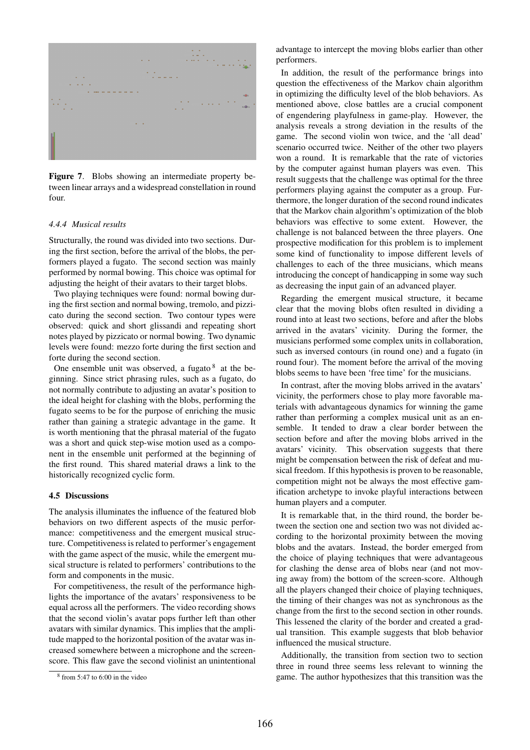Figure 7. Blobs showing an intermediate property between linear arrays and a widespread constellation in round four.

#### *4.4.4 Musical results*

Structurally, the round was divided into two sections. During the first section, before the arrival of the blobs, the performers played a fugato. The second section was mainly performed by normal bowing. This choice was optimal for adjusting the height of their avatars to their target blobs.

Two playing techniques were found: normal bowing during the first section and normal bowing, tremolo, and pizzicato during the second section. Two contour types were observed: quick and short glissandi and repeating short notes played by pizzicato or normal bowing. Two dynamic levels were found: mezzo forte during the first section and forte during the second section.

One ensemble unit was observed, a fugato [8] at the beginning. Since strict phrasing rules, such as a fugato, do not normally contribute to adjusting an avatar's position to the ideal height for clashing with the blobs, performing the fugato seems to be for the purpose of enriching the music rather than gaining a strategic advantage in the game. It is worth mentioning that the phrasal material of the fugato was a short and quick step-wise motion used as a component in the ensemble unit performed at the beginning of the first round. This shared material draws a link to the historically recognized cyclic form.

### 4.5 Discussions

The analysis illuminates the influence of the featured blob behaviors on two different aspects of the music performance: competitiveness and the emergent musical structure. Competitiveness is related to performer's engagement with the game aspect of the music, while the emergent musical structure is related to performers' contributions to the form and components in the music.

For competitiveness, the result of the performance highlights the importance of the avatars' responsiveness to be equal across all the performers. The video recording shows that the second violin's avatar pops further left than other avatars with similar dynamics. This implies that the amplitude mapped to the horizontal position of the avatar was increased somewhere between a microphone and the screen-score. This flaw gave the second violinist an unintentional advantage to intercept the moving blobs earlier than other performers.

In addition, the result of the performance brings into question the effectiveness of the Markov chain algorithm in optimizing the difficulty level of the blob behaviors. As mentioned above, close battles are a crucial component of engendering playfulness in game-play. However, the analysis reveals a strong deviation in the results of the game. The second violin won twice, and the 'all dead' scenario occurred twice. Neither of the other two players won a round. It is remarkable that the rate of victories by the computer against human players was even. This result suggests that the challenge was optimal for the three performers playing against the computer as a group. Furthermore, the longer duration of the second round indicates that the Markov chain algorithm's optimization of the blob behaviors was effective to some extent. However, the challenge is not balanced between the three players. One prospective modification for this problem is to implement some kind of functionality to impose different levels of challenges to each of the three musicians, which means introducing the concept of handicapping in some way such as decreasing the input gain of an advanced player.

Regarding the emergent musical structure, it became clear that the moving blobs often resulted in dividing a round into at least two sections, before and after the blobs arrived in the avatars' vicinity. During the former, the musicians performed some complex units in collaboration, such as inversed contours (in round one) and a fugato (in round four). The moment before the arrival of the moving blobs seems to have been 'free time' for the musicians.

In contrast, after the moving blobs arrived in the avatars' vicinity, the performers chose to play more favorable materials with advantageous dynamics for winning the game rather than performing a complex musical unit as an ensemble. It tended to draw a clear border between the section before and after the moving blobs arrived in the avatars' vicinity. This observation suggests that there might be compensation between the risk of defeat and musical freedom. If this hypothesis is proven to be reasonable, competition might not be always the most effective gamification archetype to invoke playful interactions between human players and a computer.

It is remarkable that, in the third round, the border between the section one and section two was not divided according to the horizontal proximity between the moving blobs and the avatars. Instead, the border emerged from the choice of playing techniques that were advantageous for clashing the dense area of blobs near (and not moving away from) the bottom of the screen-score. Although all the players changed their choice of playing techniques, the timing of their changes was not as synchronous as the change from the first to the second section in other rounds. This lessened the clarity of the border and created a gradual transition. This example suggests that blob behavior influenced the musical structure.

Additionally, the transition from section two to section three in round three seems less relevant to winning the game. The author hypothesizes that this transition was the

[8] from 5:47 to 6:00 in the video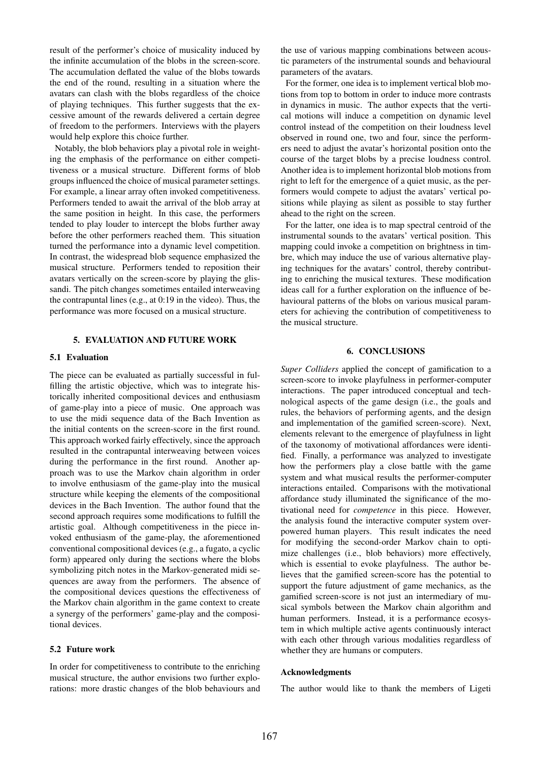result of the performer's choice of musicality induced by the infinite accumulation of the blobs in the screen-score. The accumulation deflated the value of the blobs towards the end of the round, resulting in a situation where the avatars can clash with the blobs regardless of the choice of playing techniques. This further suggests that the excessive amount of the rewards delivered a certain degree of freedom to the performers. Interviews with the players would help explore this choice further.

Notably, the blob behaviors play a pivotal role in weighting the emphasis of the performance on either competitiveness or a musical structure. Different forms of blob groups influenced the choice of musical parameter settings. For example, a linear array often invoked competitiveness. Performers tended to await the arrival of the blob array at the same position in height. In this case, the performers tended to play louder to intercept the blobs further away before the other performers reached them. This situation turned the performance into a dynamic level competition. In contrast, the widespread blob sequence emphasized the musical structure. Performers tended to reposition their avatars vertically on the screen-score by playing the glissandi. The pitch changes sometimes entailed interweaving the contrapuntal lines (e.g., at 0:19 in the video). Thus, the performance was more focused on a musical structure.

## 5. EVALUATION AND FUTURE WORK

### 5.1 Evaluation

The piece can be evaluated as partially successful in fulfilling the artistic objective, which was to integrate historically inherited compositional devices and enthusiasm of game-play into a piece of music. One approach was to use the midi sequence data of the Bach Invention as the initial contents on the screen-score in the first round. This approach worked fairly effectively, since the approach resulted in the contrapuntal interweaving between voices during the performance in the first round. Another approach was to use the Markov chain algorithm in order to involve enthusiasm of the game-play into the musical structure while keeping the elements of the compositional devices in the Bach Invention. The author found that the second approach requires some modifications to fulfill the artistic goal. Although competitiveness in the piece invoked enthusiasm of the game-play, the aforementioned conventional compositional devices (e.g., a fugato, a cyclic form) appeared only during the sections where the blobs symbolizing pitch notes in the Markov-generated midi sequences are away from the performers. The absence of the compositional devices questions the effectiveness of the Markov chain algorithm in the game context to create a synergy of the performers' game-play and the compositional devices.

### 5.2 Future work

In order for competitiveness to contribute to the enriching musical structure, the author envisions two further explorations: more drastic changes of the blob behaviours and the use of various mapping combinations between acoustic parameters of the instrumental sounds and behavioural parameters of the avatars.

For the former, one idea is to implement vertical blob motions from top to bottom in order to induce more contrasts in dynamics in music. The author expects that the vertical motions will induce a competition on dynamic level control instead of the competition on their loudness level observed in round one, two and four, since the performers need to adjust the avatar's horizontal position onto the course of the target blobs by a precise loudness control. Another idea is to implement horizontal blob motions from right to left for the emergence of a quiet music, as the performers would compete to adjust the avatars' vertical positions while playing as silent as possible to stay further ahead to the right on the screen.

For the latter, one idea is to map spectral centroid of the instrumental sounds to the avatars' vertical position. This mapping could invoke a competition on brightness in timbre, which may induce the use of various alternative playing techniques for the avatars' control, thereby contributing to enriching the musical textures. These modification ideas call for a further exploration on the influence of behavioural patterns of the blobs on various musical parameters for achieving the contribution of competitiveness to the musical structure.

## 6. CONCLUSIONS

*Super Colliders* applied the concept of gamification to a screen-score to invoke playfulness in performer-computer interactions. The paper introduced conceptual and technological aspects of the game design (i.e., the goals and rules, the behaviors of performing agents, and the design and implementation of the gamified screen-score). Next, elements relevant to the emergence of playfulness in light of the taxonomy of motivational affordances were identified. Finally, a performance was analyzed to investigate how the performers play a close battle with the game system and what musical results the performer-computer interactions entailed. Comparisons with the motivational affordance study illuminated the significance of the motivational need for *competence* in this piece. However, the analysis found the interactive computer system overpowered human players. This result indicates the need for modifying the second-order Markov chain to optimize challenges (i.e., blob behaviors) more effectively, which is essential to evoke playfulness. The author believes that the gamified screen-score has the potential to support the future adjustment of game mechanics, as the gamified screen-score is not just an intermediary of musical symbols between the Markov chain algorithm and human performers. Instead, it is a performance ecosystem in which multiple active agents continuously interact with each other through various modalities regardless of whether they are humans or computers.

### Acknowledgments

The author would like to thank the members of Ligeti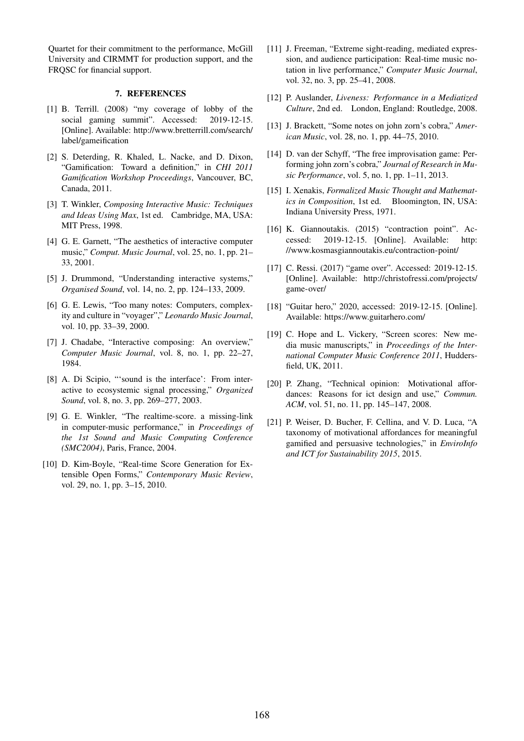Quartet for their commitment to the performance, McGill University and CIRMMT for production support, and the FRQSC for financial support.

## 7. REFERENCES

[1] B. Terrill. (2008) "my coverage of lobby of the social gaming summit". Accessed: 2019-12-15. [Online]. Available: http://www.bretterrill.com/search/label/gameification

[2] S. Deterding, R. Khaled, L. Nacke, and D. Dixon, "Gamification: Toward a definition," in *CHI 2011 Gamification Workshop Proceedings*, Vancouver, BC, Canada, 2011.

[3] T. Winkler, *Composing Interactive Music: Techniques and Ideas Using Max*, 1st ed. Cambridge, MA, USA: MIT Press, 1998.

[4] G. E. Garnett, "The aesthetics of interactive computer music," *Comput. Music Journal*, vol. 25, no. 1, pp. 21–33, 2001.

[5] J. Drummond, "Understanding interactive systems," *Organised Sound*, vol. 14, no. 2, pp. 124–133, 2009.

[6] G. E. Lewis, "Too many notes: Computers, complexity and culture in "voyager"," *Leonardo Music Journal*, vol. 10, pp. 33–39, 2000.

[7] J. Chadabe, "Interactive composing: An overview," *Computer Music Journal*, vol. 8, no. 1, pp. 22–27, 1984.

[8] A. Di Scipio, "'sound is the interface': From interactive to ecosystemic signal processing," *Organized Sound*, vol. 8, no. 3, pp. 269–277, 2003.

[9] G. E. Winkler, "The realtime-score. a missing-link in computer-music performance," in *Proceedings of the 1st Sound and Music Computing Conference (SMC2004)*, Paris, France, 2004.

[10] D. Kim-Boyle, "Real-time Score Generation for Extensible Open Forms," *Contemporary Music Review*, vol. 29, no. 1, pp. 3–15, 2010.

[11] J. Freeman, "Extreme sight-reading, mediated expression, and audience participation: Real-time music notation in live performance," *Computer Music Journal*, vol. 32, no. 3, pp. 25–41, 2008.

[12] P. Auslander, *Liveness: Performance in a Mediatized Culture*, 2nd ed. London, England: Routledge, 2008.

[13] J. Brackett, "Some notes on john zorn's cobra," *American Music*, vol. 28, no. 1, pp. 44–75, 2010.

[14] D. van der Schyff, "The free improvisation game: Performing john zorn's cobra," *Journal of Research in Music Performance*, vol. 5, no. 1, pp. 1–11, 2013.

[15] I. Xenakis, *Formalized Music Thought and Mathematics in Composition*, 1st ed. Bloomington, IN, USA: Indiana University Press, 1971.

[16] K. Giannoutakis. (2015) "contraction point". Accessed: 2019-12-15. [Online]. Available: http://www.kosmasgiannoutakis.eu/contraction-point/

[17] C. Ressi. (2017) "game over". Accessed: 2019-12-15. [Online]. Available: http://christofressi.com/projects/game-over/

[18] "Guitar hero," 2020, accessed: 2019-12-15. [Online]. Available: https://www.guitarhero.com/

[19] C. Hope and L. Vickery, "Screen scores: New media music manuscripts," in *Proceedings of the International Computer Music Conference 2011*, Huddersfield, UK, 2011.

[20] P. Zhang, "Technical opinion: Motivational affordances: Reasons for ict design and use," *Commun. ACM*, vol. 51, no. 11, pp. 145–147, 2008.

[21] P. Weiser, D. Bucher, F. Cellina, and V. D. Luca, "A taxonomy of motivational affordances for meaningful gamified and persuasive technologies," in *EnviroInfo and ICT for Sustainability 2015*, 2015.